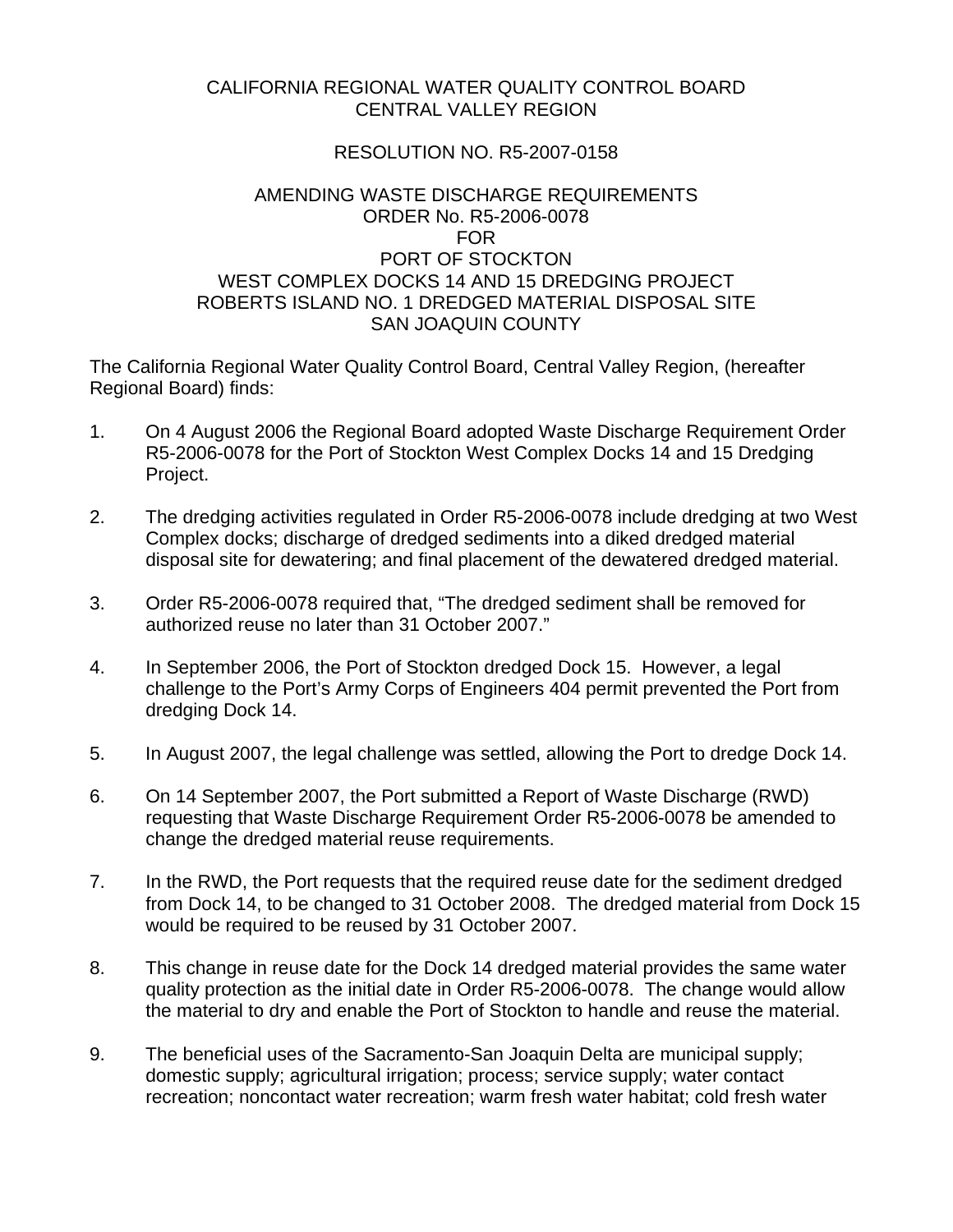CALIFORNIA REGIONAL WATER QUALITY CONTROL BOARD
CENTRAL VALLEY REGION

RESOLUTION NO. R5-2007-0158

AMENDING WASTE DISCHARGE REQUIREMENTS
ORDER No. R5-2006-0078
FOR
PORT OF STOCKTON
WEST COMPLEX DOCKS 14 AND 15 DREDGING PROJECT
ROBERTS ISLAND NO. 1 DREDGED MATERIAL DISPOSAL SITE
SAN JOAQUIN COUNTY

The California Regional Water Quality Control Board, Central Valley Region, (hereafter Regional Board) finds:

1. On 4 August 2006 the Regional Board adopted Waste Discharge Requirement Order R5-2006-0078 for the Port of Stockton West Complex Docks 14 and 15 Dredging Project.

2. The dredging activities regulated in Order R5-2006-0078 include dredging at two West Complex docks; discharge of dredged sediments into a diked dredged material disposal site for dewatering; and final placement of the dewatered dredged material.

3. Order R5-2006-0078 required that, "The dredged sediment shall be removed for authorized reuse no later than 31 October 2007."

4. In September 2006, the Port of Stockton dredged Dock 15. However, a legal challenge to the Port's Army Corps of Engineers 404 permit prevented the Port from dredging Dock 14.

5. In August 2007, the legal challenge was settled, allowing the Port to dredge Dock 14.

6. On 14 September 2007, the Port submitted a Report of Waste Discharge (RWD) requesting that Waste Discharge Requirement Order R5-2006-0078 be amended to change the dredged material reuse requirements.

7. In the RWD, the Port requests that the required reuse date for the sediment dredged from Dock 14, to be changed to 31 October 2008. The dredged material from Dock 15 would be required to be reused by 31 October 2007.

8. This change in reuse date for the Dock 14 dredged material provides the same water quality protection as the initial date in Order R5-2006-0078. The change would allow the material to dry and enable the Port of Stockton to handle and reuse the material.

9. The beneficial uses of the Sacramento-San Joaquin Delta are municipal supply; domestic supply; agricultural irrigation; process; service supply; water contact recreation; noncontact water recreation; warm fresh water habitat; cold fresh water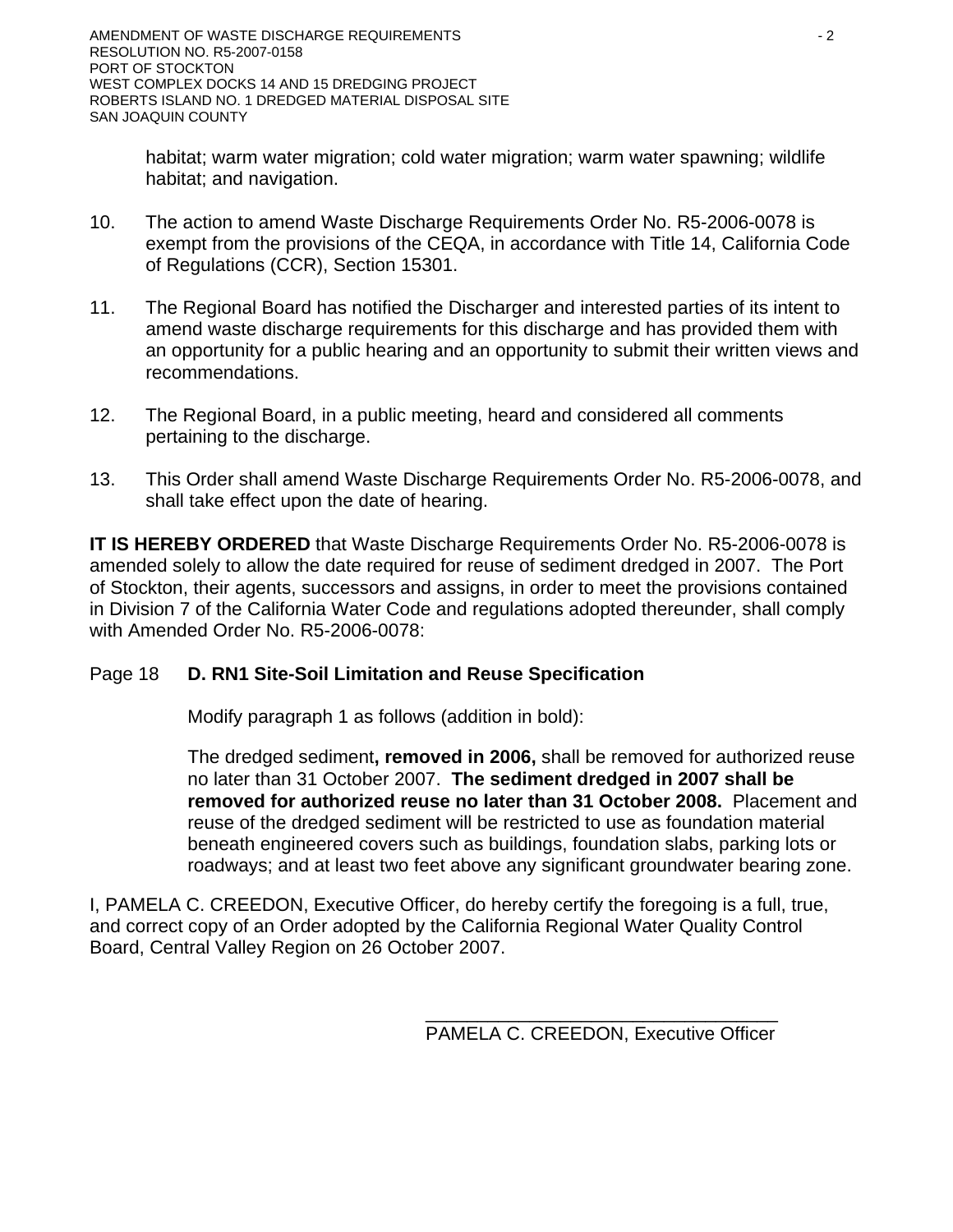habitat; warm water migration; cold water migration; warm water spawning; wildlife habitat; and navigation.

10. The action to amend Waste Discharge Requirements Order No. R5-2006-0078 is exempt from the provisions of the CEQA, in accordance with Title 14, California Code of Regulations (CCR), Section 15301.

11. The Regional Board has notified the Discharger and interested parties of its intent to amend waste discharge requirements for this discharge and has provided them with an opportunity for a public hearing and an opportunity to submit their written views and recommendations.

12. The Regional Board, in a public meeting, heard and considered all comments pertaining to the discharge.

13. This Order shall amend Waste Discharge Requirements Order No. R5-2006-0078, and shall take effect upon the date of hearing.

**IT IS HEREBY ORDERED** that Waste Discharge Requirements Order No. R5-2006-0078 is amended solely to allow the date required for reuse of sediment dredged in 2007. The Port of Stockton, their agents, successors and assigns, in order to meet the provisions contained in Division 7 of the California Water Code and regulations adopted thereunder, shall comply with Amended Order No. R5-2006-0078:

Page 18 **D. RN1 Site-Soil Limitation and Reuse Specification**

Modify paragraph 1 as follows (addition in bold):

The dredged sediment**, removed in 2006,** shall be removed for authorized reuse no later than 31 October 2007. **The sediment dredged in 2007 shall be removed for authorized reuse no later than 31 October 2008.** Placement and reuse of the dredged sediment will be restricted to use as foundation material beneath engineered covers such as buildings, foundation slabs, parking lots or roadways; and at least two feet above any significant groundwater bearing zone.

I, PAMELA C. CREEDON, Executive Officer, do hereby certify the foregoing is a full, true, and correct copy of an Order adopted by the California Regional Water Quality Control Board, Central Valley Region on 26 October 2007.

_________________________________
PAMELA C. CREEDON, Executive Officer